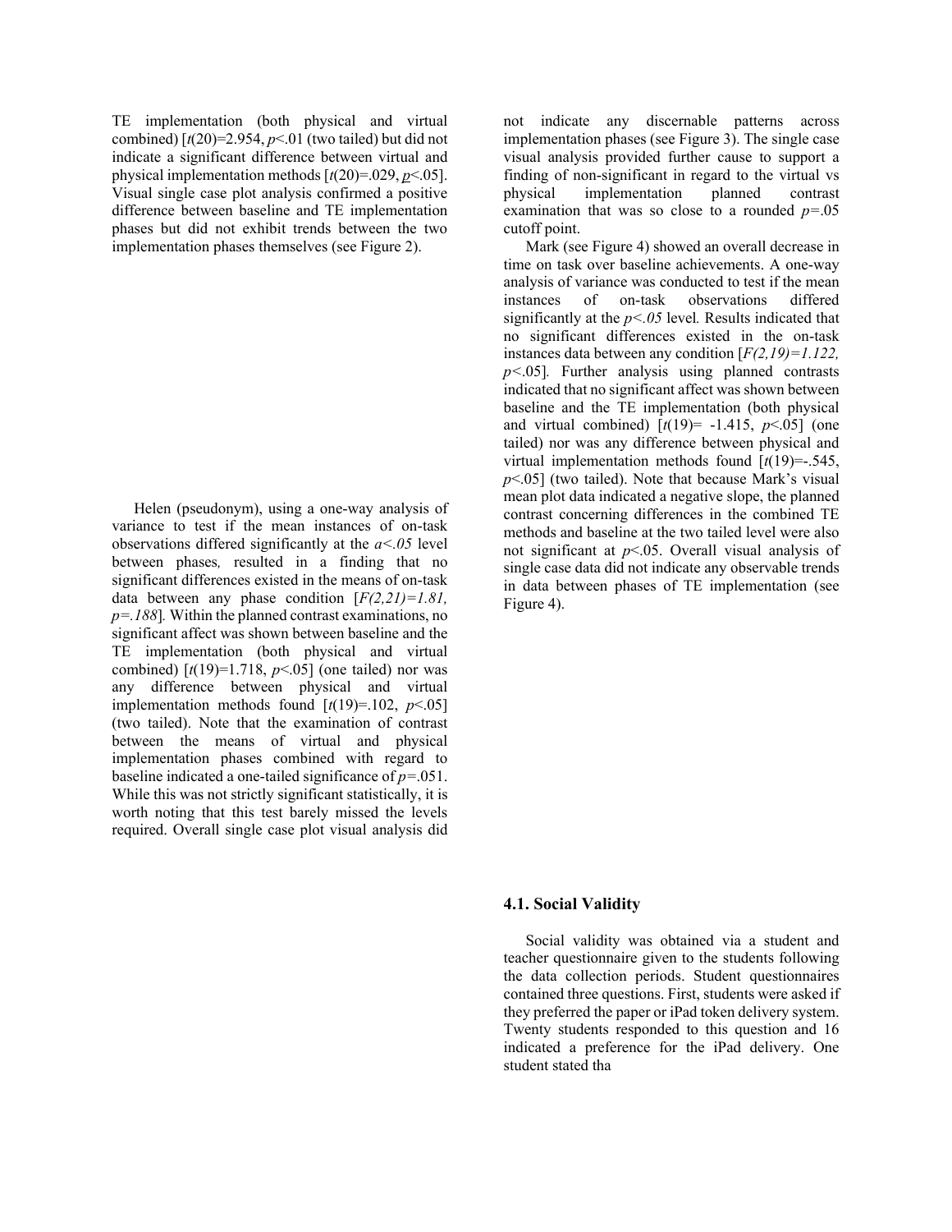TE implementation (both physical and virtual combined) [$t(20)=2.954$, $p<.01$ (two tailed) but did not indicate a significant difference between virtual and physical implementation methods [$t(20)=.029$, $p<.05$]. Visual single case plot analysis confirmed a positive difference between baseline and TE implementation phases but did not exhibit trends between the two implementation phases themselves (see Figure 2).

Helen (pseudonym), using a one-way analysis of variance to test if the mean instances of on-task observations differed significantly at the $a<.05$ level between phases, resulted in a finding that no significant differences existed in the means of on-task data between any phase condition [$F(2,21)=1.81$, $p=.188$]. Within the planned contrast examinations, no significant affect was shown between baseline and the TE implementation (both physical and virtual combined) [$t(19)=1.718$, $p<.05$] (one tailed) nor was any difference between physical and virtual implementation methods found [$t(19)=.102$, $p<.05$] (two tailed). Note that the examination of contrast between the means of virtual and physical implementation phases combined with regard to baseline indicated a one-tailed significance of $p=.051$. While this was not strictly significant statistically, it is worth noting that this test barely missed the levels required. Overall single case plot visual analysis did not indicate any discernable patterns across implementation phases (see Figure 3). The single case visual analysis provided further cause to support a finding of non-significant in regard to the virtual vs physical implementation planned contrast examination that was so close to a rounded $p=.05$ cutoff point.

Mark (see Figure 4) showed an overall decrease in time on task over baseline achievements. A one-way analysis of variance was conducted to test if the mean instances of on-task observations differed significantly at the $p<.05$ level. Results indicated that no significant differences existed in the on-task instances data between any condition [$F(2,19)=1.122$, $p<.05$]. Further analysis using planned contrasts indicated that no significant affect was shown between baseline and the TE implementation (both physical and virtual combined) [$t(19)= -1.415$, $p<.05$] (one tailed) nor was any difference between physical and virtual implementation methods found [$t(19)=-.545$, $p<.05$] (two tailed). Note that because Mark's visual mean plot data indicated a negative slope, the planned contrast concerning differences in the combined TE methods and baseline at the two tailed level were also not significant at $p<.05$. Overall visual analysis of single case data did not indicate any observable trends in data between phases of TE implementation (see Figure 4).

### 4.1. Social Validity

Social validity was obtained via a student and teacher questionnaire given to the students following the data collection periods. Student questionnaires contained three questions. First, students were asked if they preferred the paper or iPad token delivery system. Twenty students responded to this question and 16 indicated a preference for the iPad delivery. One student stated tha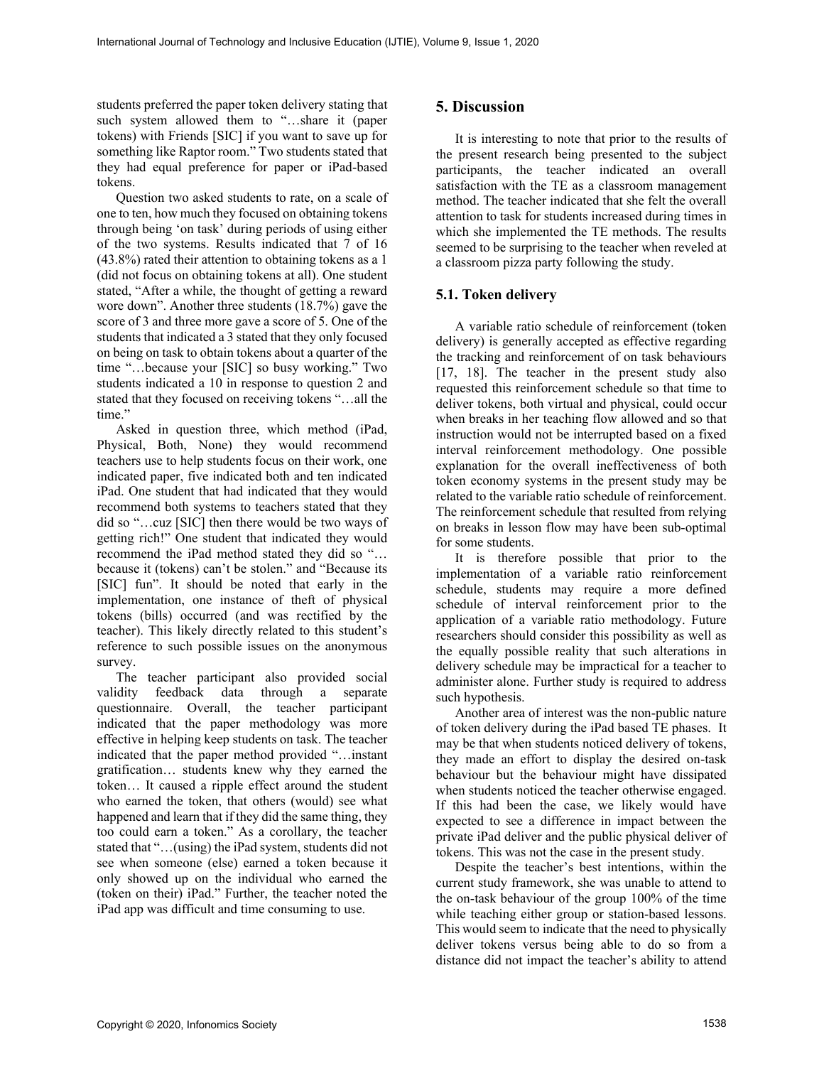students preferred the paper token delivery stating that such system allowed them to "…share it (paper tokens) with Friends [SIC] if you want to save up for something like Raptor room." Two students stated that they had equal preference for paper or iPad-based tokens.

Question two asked students to rate, on a scale of one to ten, how much they focused on obtaining tokens through being 'on task' during periods of using either of the two systems. Results indicated that 7 of 16 (43.8%) rated their attention to obtaining tokens as a 1 (did not focus on obtaining tokens at all). One student stated, "After a while, the thought of getting a reward wore down". Another three students (18.7%) gave the score of 3 and three more gave a score of 5. One of the students that indicated a 3 stated that they only focused on being on task to obtain tokens about a quarter of the time "…because your [SIC] so busy working." Two students indicated a 10 in response to question 2 and stated that they focused on receiving tokens "…all the time."

Asked in question three, which method (iPad, Physical, Both, None) they would recommend teachers use to help students focus on their work, one indicated paper, five indicated both and ten indicated iPad. One student that had indicated that they would recommend both systems to teachers stated that they did so "…cuz [SIC] then there would be two ways of getting rich!" One student that indicated they would recommend the iPad method stated they did so "… because it (tokens) can't be stolen." and "Because its [SIC] fun". It should be noted that early in the implementation, one instance of theft of physical tokens (bills) occurred (and was rectified by the teacher). This likely directly related to this student's reference to such possible issues on the anonymous survey.

The teacher participant also provided social validity feedback data through a separate questionnaire. Overall, the teacher participant indicated that the paper methodology was more effective in helping keep students on task. The teacher indicated that the paper method provided "…instant gratification… students knew why they earned the token… It caused a ripple effect around the student who earned the token, that others (would) see what happened and learn that if they did the same thing, they too could earn a token." As a corollary, the teacher stated that "…(using) the iPad system, students did not see when someone (else) earned a token because it only showed up on the individual who earned the (token on their) iPad." Further, the teacher noted the iPad app was difficult and time consuming to use.

## 5. Discussion

It is interesting to note that prior to the results of the present research being presented to the subject participants, the teacher indicated an overall satisfaction with the TE as a classroom management method. The teacher indicated that she felt the overall attention to task for students increased during times in which she implemented the TE methods. The results seemed to be surprising to the teacher when reveled at a classroom pizza party following the study.

### 5.1. Token delivery

A variable ratio schedule of reinforcement (token delivery) is generally accepted as effective regarding the tracking and reinforcement of on task behaviours [17, 18]. The teacher in the present study also requested this reinforcement schedule so that time to deliver tokens, both virtual and physical, could occur when breaks in her teaching flow allowed and so that instruction would not be interrupted based on a fixed interval reinforcement methodology. One possible explanation for the overall ineffectiveness of both token economy systems in the present study may be related to the variable ratio schedule of reinforcement. The reinforcement schedule that resulted from relying on breaks in lesson flow may have been sub-optimal for some students.

It is therefore possible that prior to the implementation of a variable ratio reinforcement schedule, students may require a more defined schedule of interval reinforcement prior to the application of a variable ratio methodology. Future researchers should consider this possibility as well as the equally possible reality that such alterations in delivery schedule may be impractical for a teacher to administer alone. Further study is required to address such hypothesis.

Another area of interest was the non-public nature of token delivery during the iPad based TE phases. It may be that when students noticed delivery of tokens, they made an effort to display the desired on-task behaviour but the behaviour might have dissipated when students noticed the teacher otherwise engaged. If this had been the case, we likely would have expected to see a difference in impact between the private iPad deliver and the public physical deliver of tokens. This was not the case in the present study.

Despite the teacher's best intentions, within the current study framework, she was unable to attend to the on-task behaviour of the group 100% of the time while teaching either group or station-based lessons. This would seem to indicate that the need to physically deliver tokens versus being able to do so from a distance did not impact the teacher's ability to attend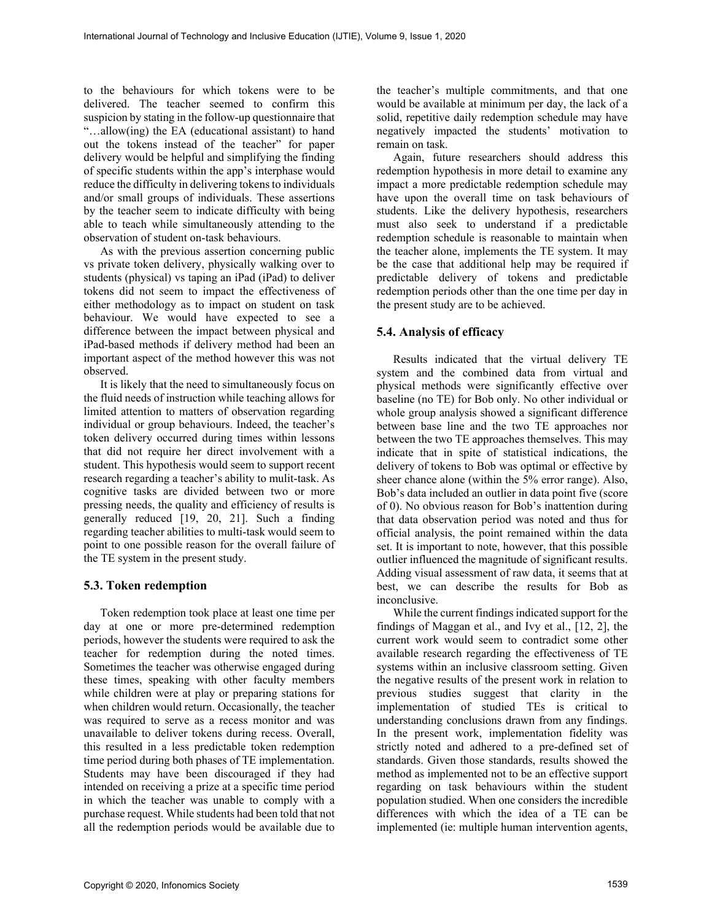to the behaviours for which tokens were to be delivered. The teacher seemed to confirm this suspicion by stating in the follow-up questionnaire that "…allow(ing) the EA (educational assistant) to hand out the tokens instead of the teacher" for paper delivery would be helpful and simplifying the finding of specific students within the app's interphase would reduce the difficulty in delivering tokens to individuals and/or small groups of individuals. These assertions by the teacher seem to indicate difficulty with being able to teach while simultaneously attending to the observation of student on-task behaviours.

As with the previous assertion concerning public vs private token delivery, physically walking over to students (physical) vs taping an iPad (iPad) to deliver tokens did not seem to impact the effectiveness of either methodology as to impact on student on task behaviour. We would have expected to see a difference between the impact between physical and iPad-based methods if delivery method had been an important aspect of the method however this was not observed.

It is likely that the need to simultaneously focus on the fluid needs of instruction while teaching allows for limited attention to matters of observation regarding individual or group behaviours. Indeed, the teacher's token delivery occurred during times within lessons that did not require her direct involvement with a student. This hypothesis would seem to support recent research regarding a teacher's ability to mulit-task. As cognitive tasks are divided between two or more pressing needs, the quality and efficiency of results is generally reduced [19, 20, 21]. Such a finding regarding teacher abilities to multi-task would seem to point to one possible reason for the overall failure of the TE system in the present study.

## 5.3. Token redemption

Token redemption took place at least one time per day at one or more pre-determined redemption periods, however the students were required to ask the teacher for redemption during the noted times. Sometimes the teacher was otherwise engaged during these times, speaking with other faculty members while children were at play or preparing stations for when children would return. Occasionally, the teacher was required to serve as a recess monitor and was unavailable to deliver tokens during recess. Overall, this resulted in a less predictable token redemption time period during both phases of TE implementation. Students may have been discouraged if they had intended on receiving a prize at a specific time period in which the teacher was unable to comply with a purchase request. While students had been told that not all the redemption periods would be available due to the teacher's multiple commitments, and that one would be available at minimum per day, the lack of a solid, repetitive daily redemption schedule may have negatively impacted the students' motivation to remain on task.

Again, future researchers should address this redemption hypothesis in more detail to examine any impact a more predictable redemption schedule may have upon the overall time on task behaviours of students. Like the delivery hypothesis, researchers must also seek to understand if a predictable redemption schedule is reasonable to maintain when the teacher alone, implements the TE system. It may be the case that additional help may be required if predictable delivery of tokens and predictable redemption periods other than the one time per day in the present study are to be achieved.

## 5.4. Analysis of efficacy

Results indicated that the virtual delivery TE system and the combined data from virtual and physical methods were significantly effective over baseline (no TE) for Bob only. No other individual or whole group analysis showed a significant difference between base line and the two TE approaches nor between the two TE approaches themselves. This may indicate that in spite of statistical indications, the delivery of tokens to Bob was optimal or effective by sheer chance alone (within the 5% error range). Also, Bob's data included an outlier in data point five (score of 0). No obvious reason for Bob's inattention during that data observation period was noted and thus for official analysis, the point remained within the data set. It is important to note, however, that this possible outlier influenced the magnitude of significant results. Adding visual assessment of raw data, it seems that at best, we can describe the results for Bob as inconclusive.

While the current findings indicated support for the findings of Maggan et al., and Ivy et al., [12, 2], the current work would seem to contradict some other available research regarding the effectiveness of TE systems within an inclusive classroom setting. Given the negative results of the present work in relation to previous studies suggest that clarity in the implementation of studied TEs is critical to understanding conclusions drawn from any findings. In the present work, implementation fidelity was strictly noted and adhered to a pre-defined set of standards. Given those standards, results showed the method as implemented not to be an effective support regarding on task behaviours within the student population studied. When one considers the incredible differences with which the idea of a TE can be implemented (ie: multiple human intervention agents,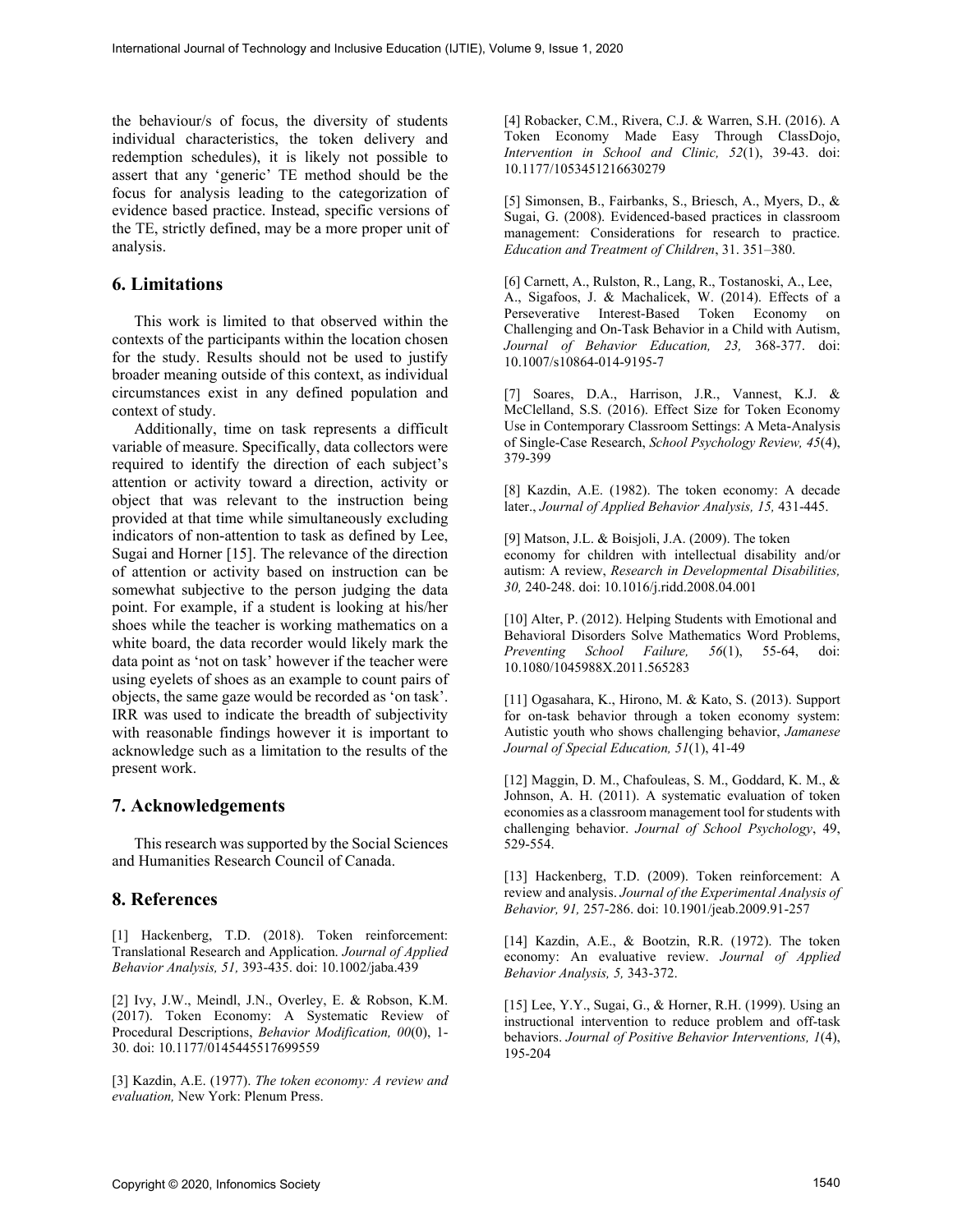the behaviour/s of focus, the diversity of students individual characteristics, the token delivery and redemption schedules), it is likely not possible to assert that any 'generic' TE method should be the focus for analysis leading to the categorization of evidence based practice. Instead, specific versions of the TE, strictly defined, may be a more proper unit of analysis.

## 6. Limitations

This work is limited to that observed within the contexts of the participants within the location chosen for the study. Results should not be used to justify broader meaning outside of this context, as individual circumstances exist in any defined population and context of study.

Additionally, time on task represents a difficult variable of measure. Specifically, data collectors were required to identify the direction of each subject's attention or activity toward a direction, activity or object that was relevant to the instruction being provided at that time while simultaneously excluding indicators of non-attention to task as defined by Lee, Sugai and Horner [15]. The relevance of the direction of attention or activity based on instruction can be somewhat subjective to the person judging the data point. For example, if a student is looking at his/her shoes while the teacher is working mathematics on a white board, the data recorder would likely mark the data point as 'not on task' however if the teacher were using eyelets of shoes as an example to count pairs of objects, the same gaze would be recorded as 'on task'. IRR was used to indicate the breadth of subjectivity with reasonable findings however it is important to acknowledge such as a limitation to the results of the present work.

## 7. Acknowledgements

This research was supported by the Social Sciences and Humanities Research Council of Canada.

## 8. References

[1] Hackenberg, T.D. (2018). Token reinforcement: Translational Research and Application. *Journal of Applied Behavior Analysis, 51,* 393-435. doi: 10.1002/jaba.439

[2] Ivy, J.W., Meindl, J.N., Overley, E. & Robson, K.M. (2017). Token Economy: A Systematic Review of Procedural Descriptions, *Behavior Modification, 00*(0), 1-30. doi: 10.1177/0145445517699559

[3] Kazdin, A.E. (1977). *The token economy: A review and evaluation,* New York: Plenum Press.

[4] Robacker, C.M., Rivera, C.J. & Warren, S.H. (2016). A Token Economy Made Easy Through ClassDojo, *Intervention in School and Clinic, 52*(1), 39-43. doi: 10.1177/1053451216630279

[5] Simonsen, B., Fairbanks, S., Briesch, A., Myers, D., & Sugai, G. (2008). Evidenced-based practices in classroom management: Considerations for research to practice. *Education and Treatment of Children*, 31. 351–380.

[6] Carnett, A., Rulston, R., Lang, R., Tostanoski, A., Lee, A., Sigafoos, J. & Machalicek, W. (2014). Effects of a Perseverative Interest-Based Token Economy on Challenging and On-Task Behavior in a Child with Autism, *Journal of Behavior Education, 23,* 368-377. doi: 10.1007/s10864-014-9195-7

[7] Soares, D.A., Harrison, J.R., Vannest, K.J. & McClelland, S.S. (2016). Effect Size for Token Economy Use in Contemporary Classroom Settings: A Meta-Analysis of Single-Case Research, *School Psychology Review, 45*(4), 379-399

[8] Kazdin, A.E. (1982). The token economy: A decade later., *Journal of Applied Behavior Analysis, 15,* 431-445.

[9] Matson, J.L. & Boisjoli, J.A. (2009). The token economy for children with intellectual disability and/or autism: A review, *Research in Developmental Disabilities, 30,* 240-248. doi: 10.1016/j.ridd.2008.04.001

[10] Alter, P. (2012). Helping Students with Emotional and Behavioral Disorders Solve Mathematics Word Problems, *Preventing School Failure, 56*(1), 55-64, doi: 10.1080/1045988X.2011.565283

[11] Ogasahara, K., Hirono, M. & Kato, S. (2013). Support for on-task behavior through a token economy system: Autistic youth who shows challenging behavior, *Jamanese Journal of Special Education, 51*(1), 41-49

[12] Maggin, D. M., Chafouleas, S. M., Goddard, K. M., & Johnson, A. H. (2011). A systematic evaluation of token economies as a classroom management tool for students with challenging behavior. *Journal of School Psychology*, 49, 529-554.

[13] Hackenberg, T.D. (2009). Token reinforcement: A review and analysis. *Journal of the Experimental Analysis of Behavior, 91,* 257-286. doi: 10.1901/jeab.2009.91-257

[14] Kazdin, A.E., & Bootzin, R.R. (1972). The token economy: An evaluative review. *Journal of Applied Behavior Analysis, 5,* 343-372.

[15] Lee, Y.Y., Sugai, G., & Horner, R.H. (1999). Using an instructional intervention to reduce problem and off-task behaviors. *Journal of Positive Behavior Interventions, 1*(4), 195-204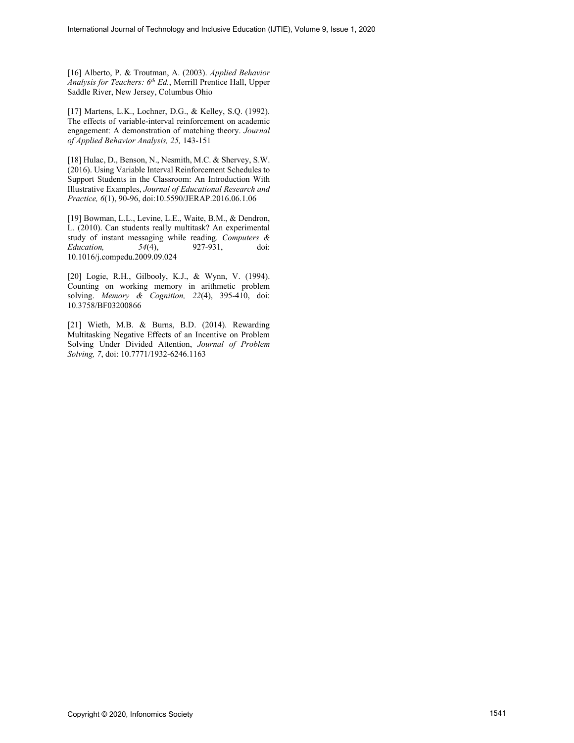[16] Alberto, P. & Troutman, A. (2003). *Applied Behavior Analysis for Teachers: 6th Ed.*, Merrill Prentice Hall, Upper Saddle River, New Jersey, Columbus Ohio

[17] Martens, L.K., Lochner, D.G., & Kelley, S.Q. (1992). The effects of variable-interval reinforcement on academic engagement: A demonstration of matching theory. *Journal of Applied Behavior Analysis, 25,* 143-151

[18] Hulac, D., Benson, N., Nesmith, M.C. & Shervey, S.W. (2016). Using Variable Interval Reinforcement Schedules to Support Students in the Classroom: An Introduction With Illustrative Examples, *Journal of Educational Research and Practice, 6*(1), 90-96, doi:10.5590/JERAP.2016.06.1.06

[19] Bowman, L.L., Levine, L.E., Waite, B.M., & Dendron, L. (2010). Can students really multitask? An experimental study of instant messaging while reading. *Computers & Education, 54*(4), 927-931, doi: 10.1016/j.compedu.2009.09.024

[20] Logie, R.H., Gilbooly, K.J., & Wynn, V. (1994). Counting on working memory in arithmetic problem solving. *Memory & Cognition, 22*(4), 395-410, doi: 10.3758/BF03200866

[21] Wieth, M.B. & Burns, B.D. (2014). Rewarding Multitasking Negative Effects of an Incentive on Problem Solving Under Divided Attention, *Journal of Problem Solving, 7*, doi: 10.7771/1932-6246.1163